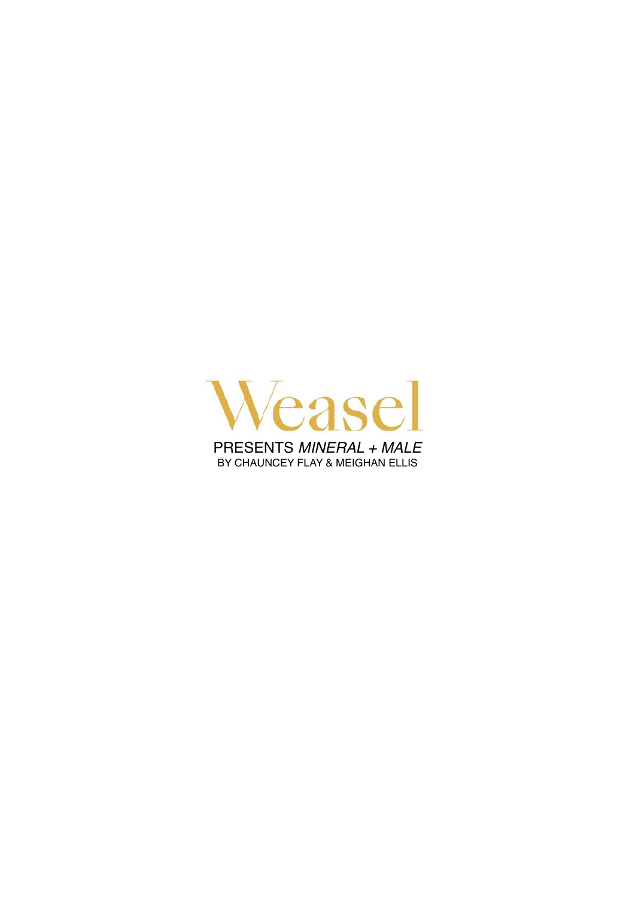# Weasel

PRESENTS *MINERAL + MALE*

BY CHAUNCEY FLAY & MEIGHAN ELLIS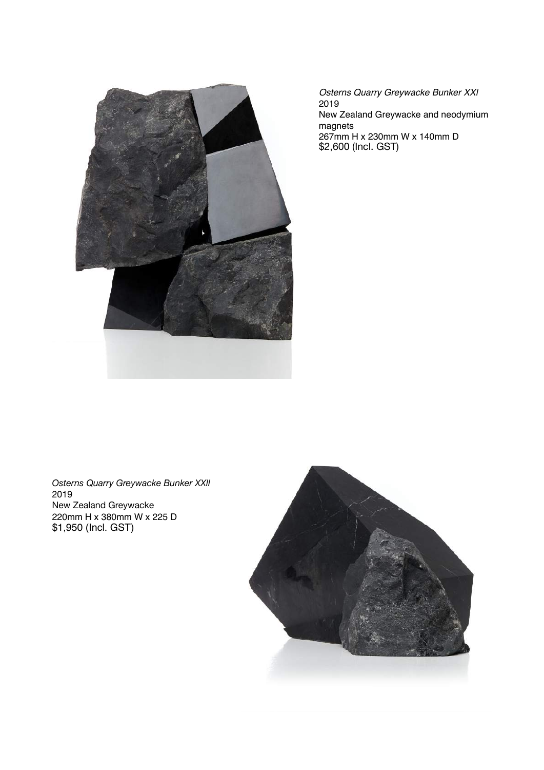*Osterns Quarry Greywacke Bunker XXI*
2019
New Zealand Greywacke and neodymium magnets
267mm H x 230mm W x 140mm D
$2,600 (Incl. GST)

*Osterns Quarry Greywacke Bunker XXII*
2019
New Zealand Greywacke
220mm H x 380mm W x 225 D
$1,950 (Incl. GST)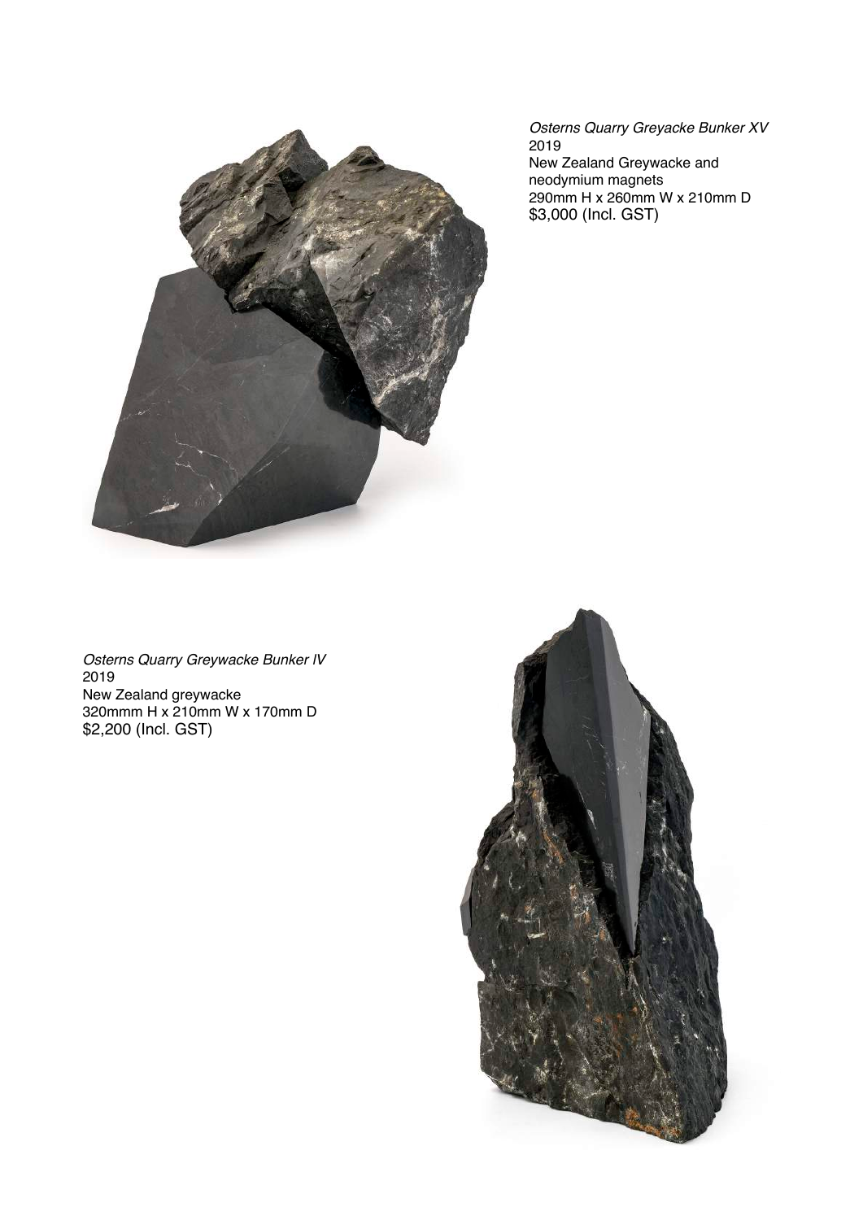*Osterns Quarry Greyacke Bunker XV*
2019
New Zealand Greywacke and neodymium magnets
290mm H x 260mm W x 210mm D
$3,000 (Incl. GST)

*Osterns Quarry Greywacke Bunker IV*
2019
New Zealand greywacke
320mmm H x 210mm W x 170mm D
$2,200 (Incl. GST)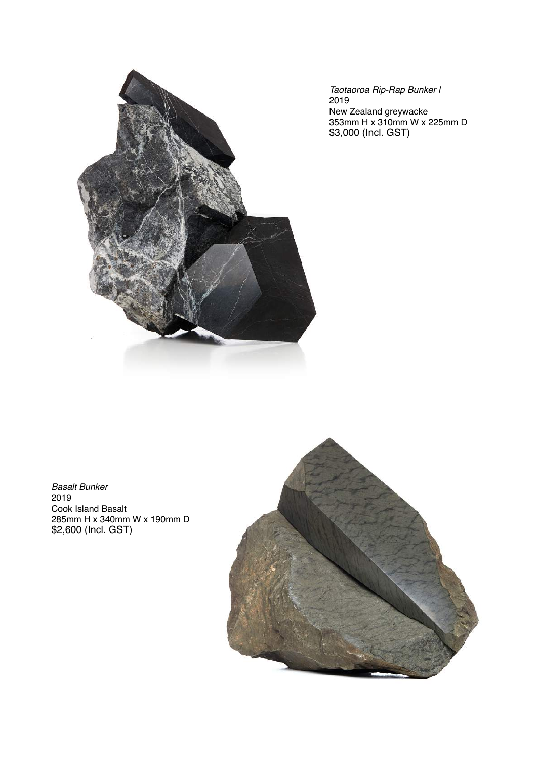*Taotaoroa Rip-Rap Bunker I*
2019
New Zealand greywacke
353mm H x 310mm W x 225mm D
$3,000 (Incl. GST)

*Basalt Bunker*
2019
Cook Island Basalt
285mm H x 340mm W x 190mm D
$2,600 (Incl. GST)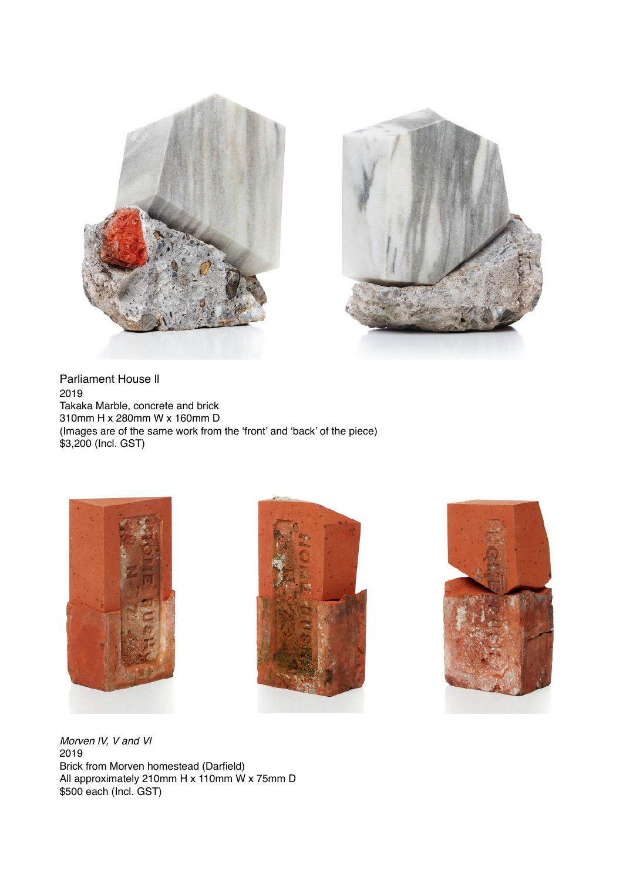Parliament House II
2019
Takaka Marble, concrete and brick
310mm H x 280mm W x 160mm D
(Images are of the same work from the 'front' and 'back' of the piece)
$3,200 (Incl. GST)

*Morven IV, V and VI*
2019
Brick from Morven homestead (Darfield)
All approximately 210mm H x 110mm W x 75mm D
$500 each (Incl. GST)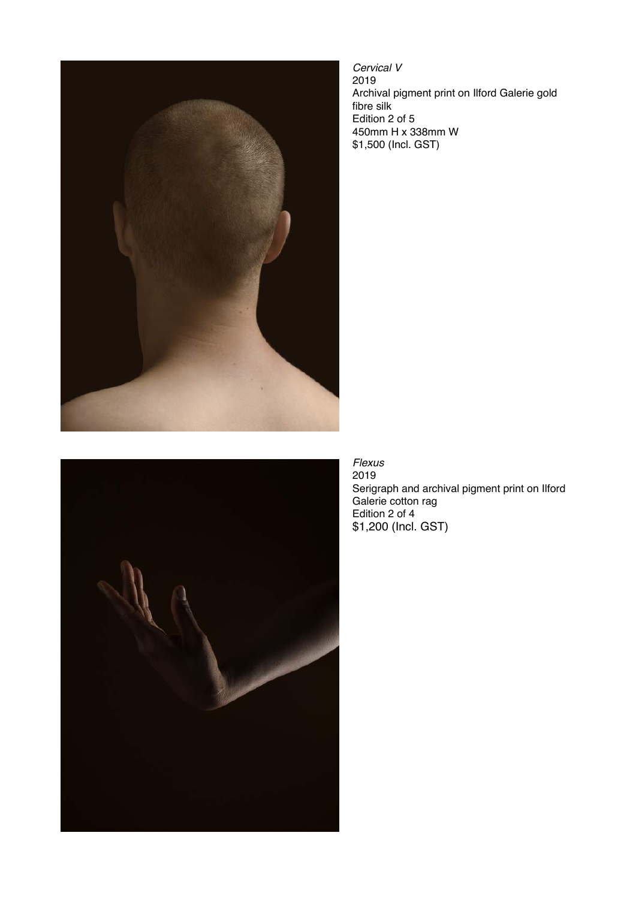*Cervical V*
2019
Archival pigment print on Ilford Galerie gold fibre silk
Edition 2 of 5
450mm H x 338mm W
$1,500 (Incl. GST)

*Flexus*
2019
Serigraph and archival pigment print on Ilford Galerie cotton rag
Edition 2 of 4
$1,200 (Incl. GST)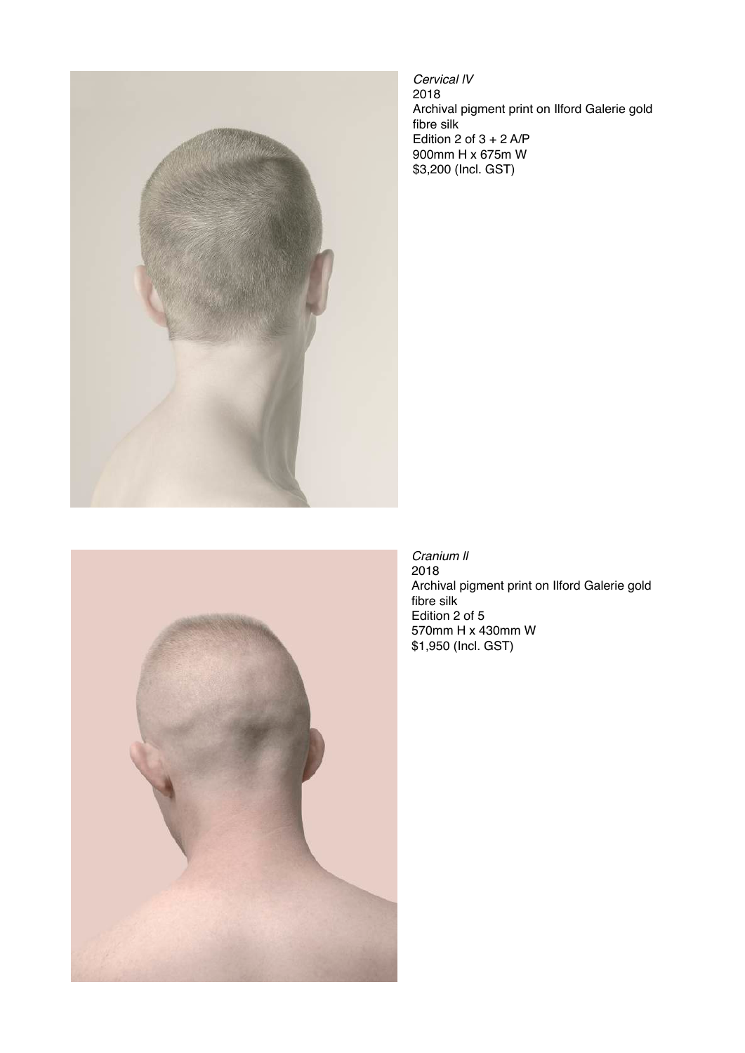*Cervical IV*
2018
Archival pigment print on Ilford Galerie gold fibre silk
Edition 2 of 3 + 2 A/P
900mm H x 675m W
$3,200 (Incl. GST)

*Cranium II*
2018
Archival pigment print on Ilford Galerie gold fibre silk
Edition 2 of 5
570mm H x 430mm W
$1,950 (Incl. GST)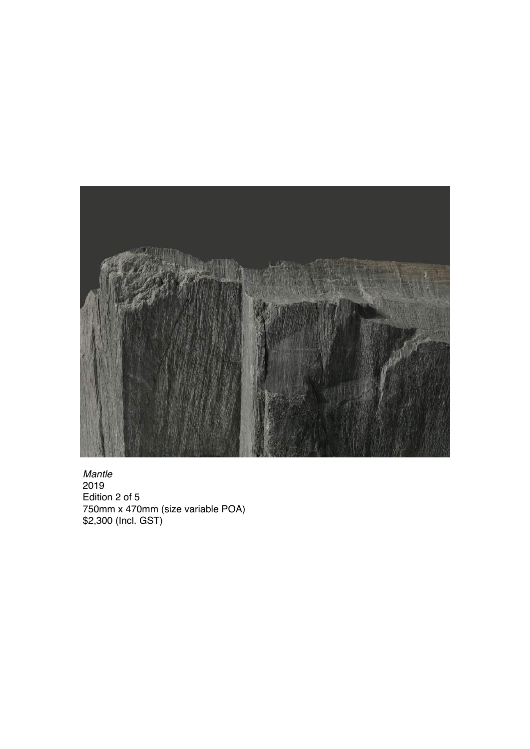*Mantle*
2019
Edition 2 of 5
750mm x 470mm (size variable POA)
$2,300 (Incl. GST)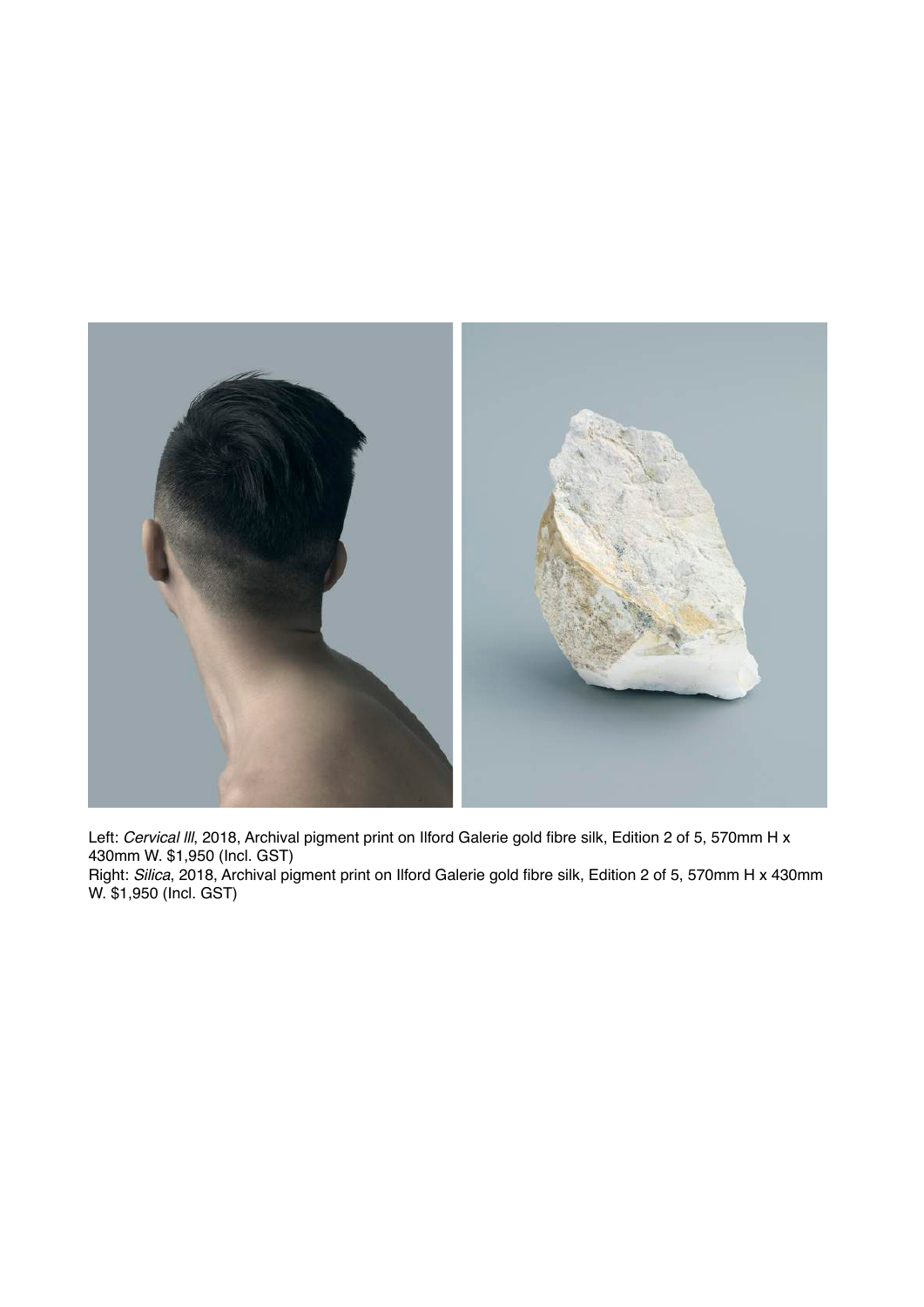Left: *Cervical lll*, 2018, Archival pigment print on Ilford Galerie gold fibre silk, Edition 2 of 5, 570mm H x 430mm W. $1,950 (Incl. GST)
Right: *Silica*, 2018, Archival pigment print on Ilford Galerie gold fibre silk, Edition 2 of 5, 570mm H x 430mm W. $1,950 (Incl. GST)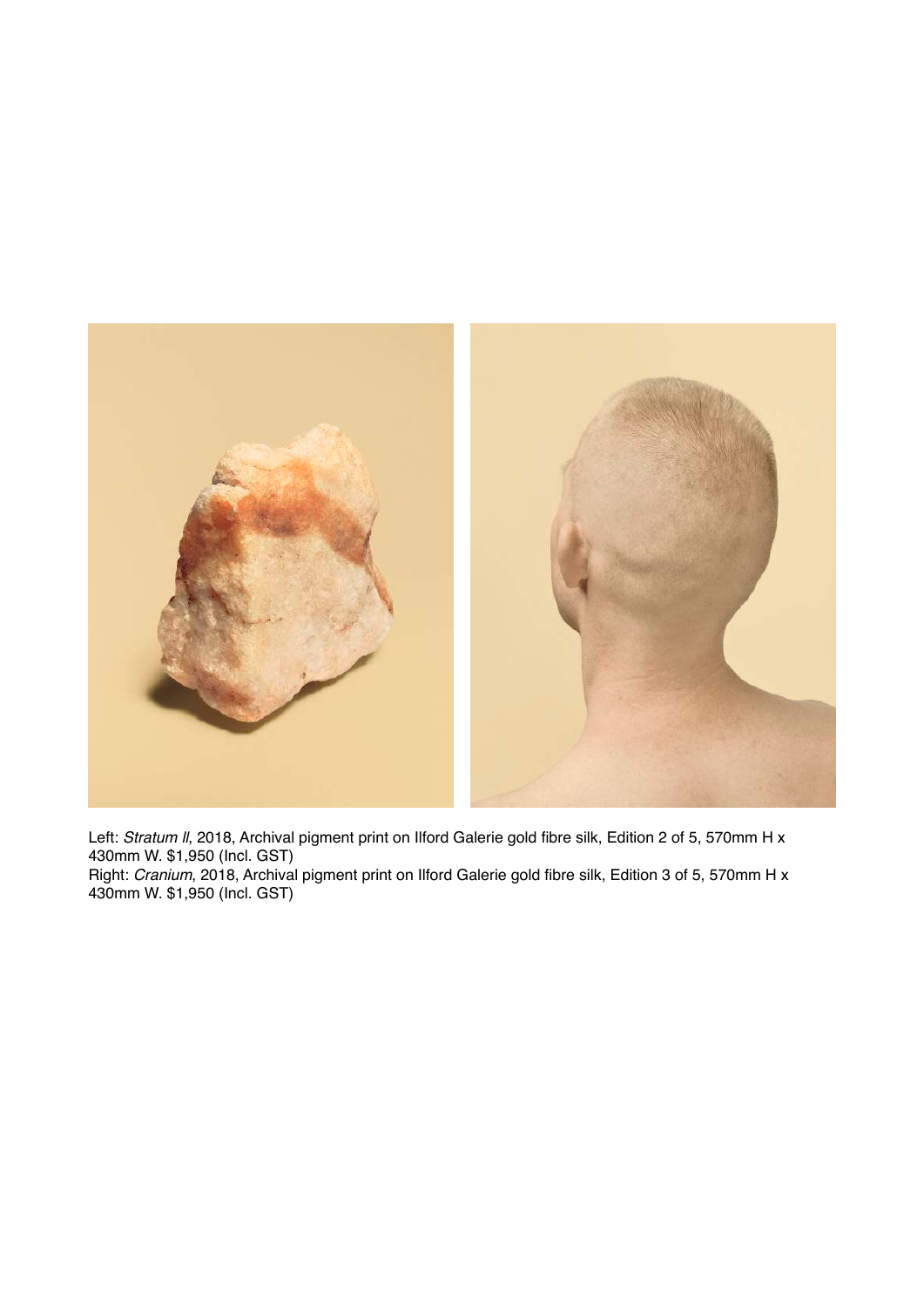Left: *Stratum ll*, 2018, Archival pigment print on Ilford Galerie gold fibre silk, Edition 2 of 5, 570mm H x 430mm W. $1,950 (Incl. GST)
Right: *Cranium*, 2018, Archival pigment print on Ilford Galerie gold fibre silk, Edition 3 of 5, 570mm H x 430mm W. $1,950 (Incl. GST)